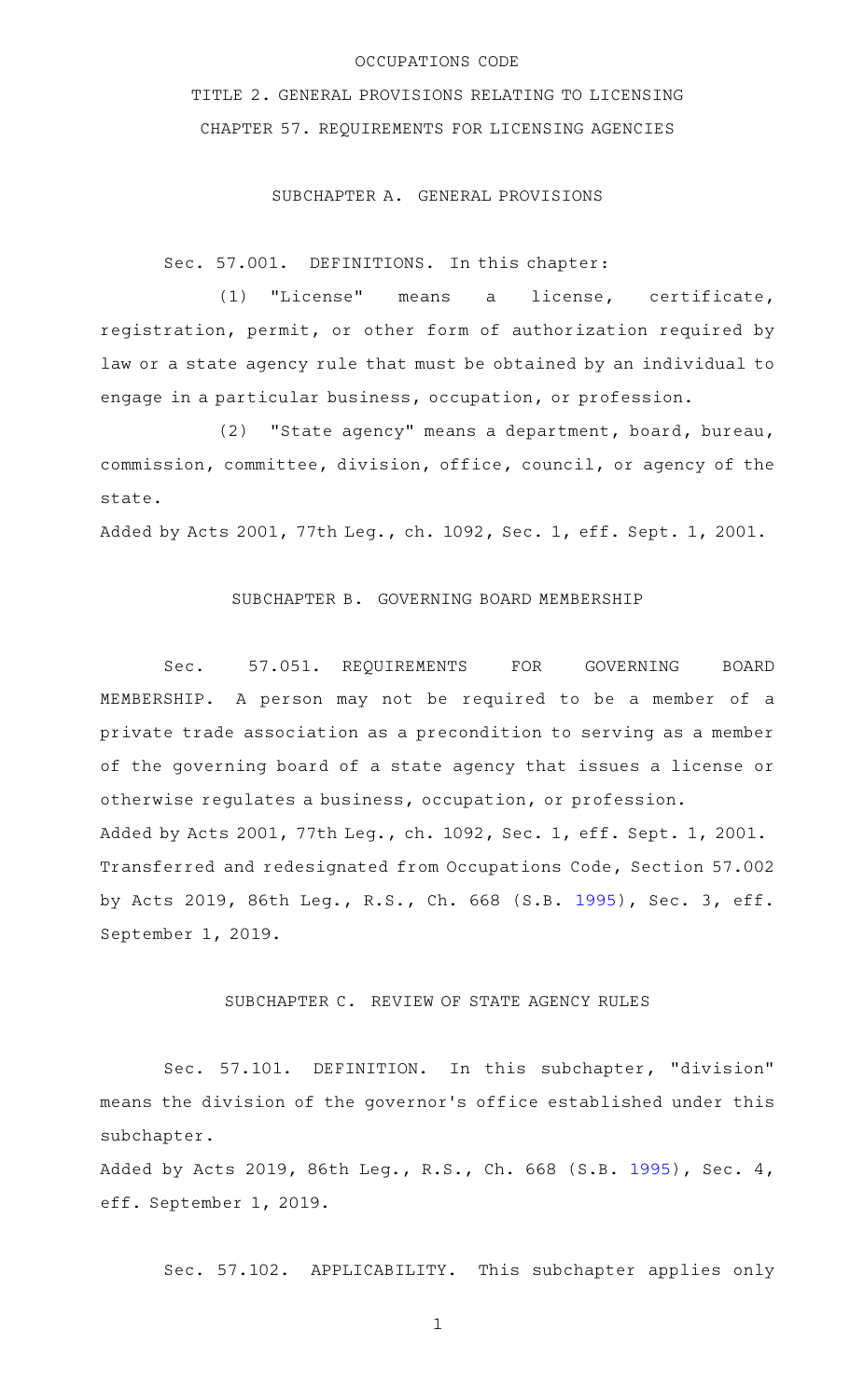OCCUPATIONS CODE

TITLE 2. GENERAL PROVISIONS RELATING TO LICENSING

CHAPTER 57. REQUIREMENTS FOR LICENSING AGENCIES

SUBCHAPTER A. GENERAL PROVISIONS

Sec. 57.001. DEFINITIONS. In this chapter:

(1) "License" means a license, certificate, registration, permit, or other form of authorization required by law or a state agency rule that must be obtained by an individual to engage in a particular business, occupation, or profession.

(2) "State agency" means a department, board, bureau, commission, committee, division, office, council, or agency of the state.

Added by Acts 2001, 77th Leg., ch. 1092, Sec. 1, eff. Sept. 1, 2001.

SUBCHAPTER B. GOVERNING BOARD MEMBERSHIP

Sec. 57.051. REQUIREMENTS FOR GOVERNING BOARD MEMBERSHIP. A person may not be required to be a member of a private trade association as a precondition to serving as a member of the governing board of a state agency that issues a license or otherwise regulates a business, occupation, or profession.

Added by Acts 2001, 77th Leg., ch. 1092, Sec. 1, eff. Sept. 1, 2001.
Transferred and redesignated from Occupations Code, Section 57.002 by Acts 2019, 86th Leg., R.S., Ch. 668 (S.B. 1995), Sec. 3, eff. September 1, 2019.

SUBCHAPTER C. REVIEW OF STATE AGENCY RULES

Sec. 57.101. DEFINITION. In this subchapter, "division" means the division of the governor's office established under this subchapter.

Added by Acts 2019, 86th Leg., R.S., Ch. 668 (S.B. 1995), Sec. 4, eff. September 1, 2019.

Sec. 57.102. APPLICABILITY. This subchapter applies only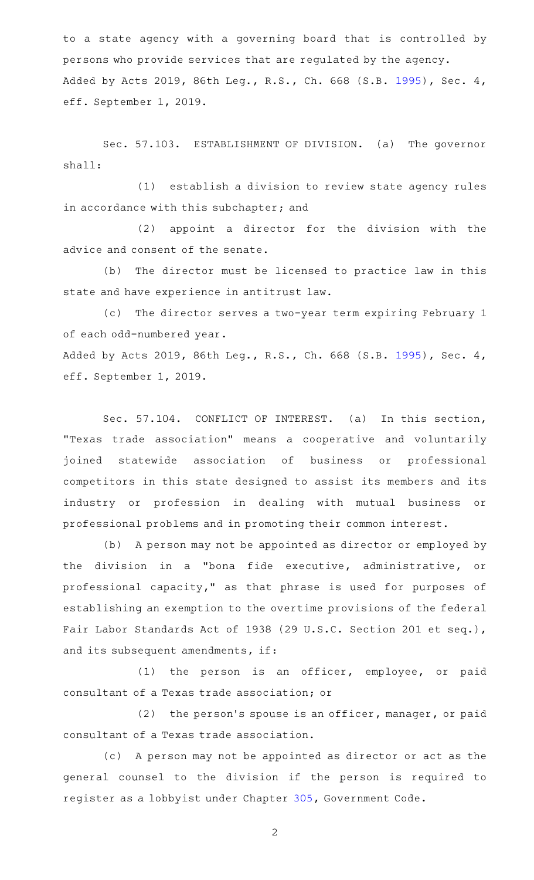to a state agency with a governing board that is controlled by persons who provide services that are regulated by the agency.

Added by Acts 2019, 86th Leg., R.S., Ch. 668 (S.B. 1995), Sec. 4, eff. September 1, 2019.

Sec. 57.103. ESTABLISHMENT OF DIVISION. (a) The governor shall:

(1) establish a division to review state agency rules in accordance with this subchapter; and

(2) appoint a director for the division with the advice and consent of the senate.

(b) The director must be licensed to practice law in this state and have experience in antitrust law.

(c) The director serves a two-year term expiring February 1 of each odd-numbered year.

Added by Acts 2019, 86th Leg., R.S., Ch. 668 (S.B. 1995), Sec. 4, eff. September 1, 2019.

Sec. 57.104. CONFLICT OF INTEREST. (a) In this section, "Texas trade association" means a cooperative and voluntarily joined statewide association of business or professional competitors in this state designed to assist its members and its industry or profession in dealing with mutual business or professional problems and in promoting their common interest.

(b) A person may not be appointed as director or employed by the division in a "bona fide executive, administrative, or professional capacity," as that phrase is used for purposes of establishing an exemption to the overtime provisions of the federal Fair Labor Standards Act of 1938 (29 U.S.C. Section 201 et seq.), and its subsequent amendments, if:

(1) the person is an officer, employee, or paid consultant of a Texas trade association; or

(2) the person's spouse is an officer, manager, or paid consultant of a Texas trade association.

(c) A person may not be appointed as director or act as the general counsel to the division if the person is required to register as a lobbyist under Chapter 305, Government Code.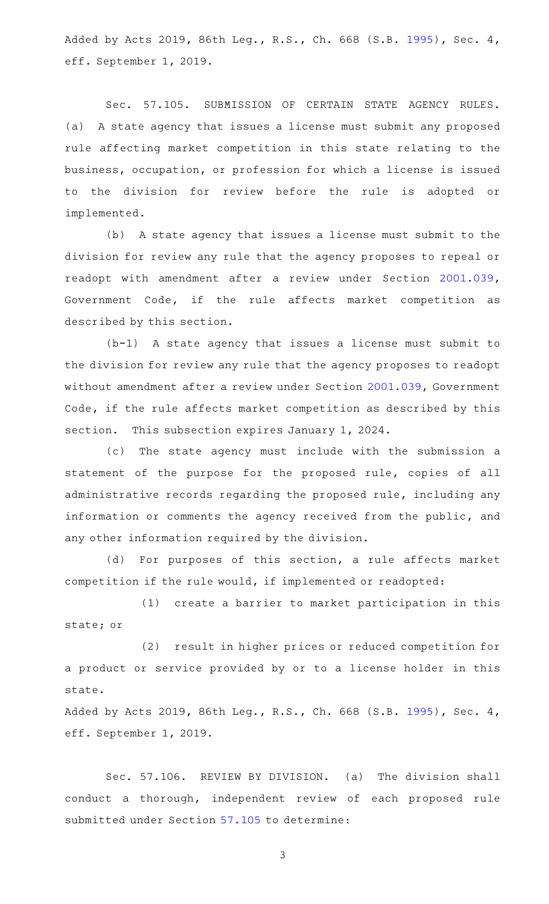Added by Acts 2019, 86th Leg., R.S., Ch. 668 (S.B. 1995), Sec. 4, eff. September 1, 2019.

Sec. 57.105. SUBMISSION OF CERTAIN STATE AGENCY RULES. (a) A state agency that issues a license must submit any proposed rule affecting market competition in this state relating to the business, occupation, or profession for which a license is issued to the division for review before the rule is adopted or implemented.

(b) A state agency that issues a license must submit to the division for review any rule that the agency proposes to repeal or readopt with amendment after a review under Section 2001.039, Government Code, if the rule affects market competition as described by this section.

(b-1) A state agency that issues a license must submit to the division for review any rule that the agency proposes to readopt without amendment after a review under Section 2001.039, Government Code, if the rule affects market competition as described by this section. This subsection expires January 1, 2024.

(c) The state agency must include with the submission a statement of the purpose for the proposed rule, copies of all administrative records regarding the proposed rule, including any information or comments the agency received from the public, and any other information required by the division.

(d) For purposes of this section, a rule affects market competition if the rule would, if implemented or readopted:

(1) create a barrier to market participation in this state; or

(2) result in higher prices or reduced competition for a product or service provided by or to a license holder in this state.

Added by Acts 2019, 86th Leg., R.S., Ch. 668 (S.B. 1995), Sec. 4, eff. September 1, 2019.

Sec. 57.106. REVIEW BY DIVISION. (a) The division shall conduct a thorough, independent review of each proposed rule submitted under Section 57.105 to determine: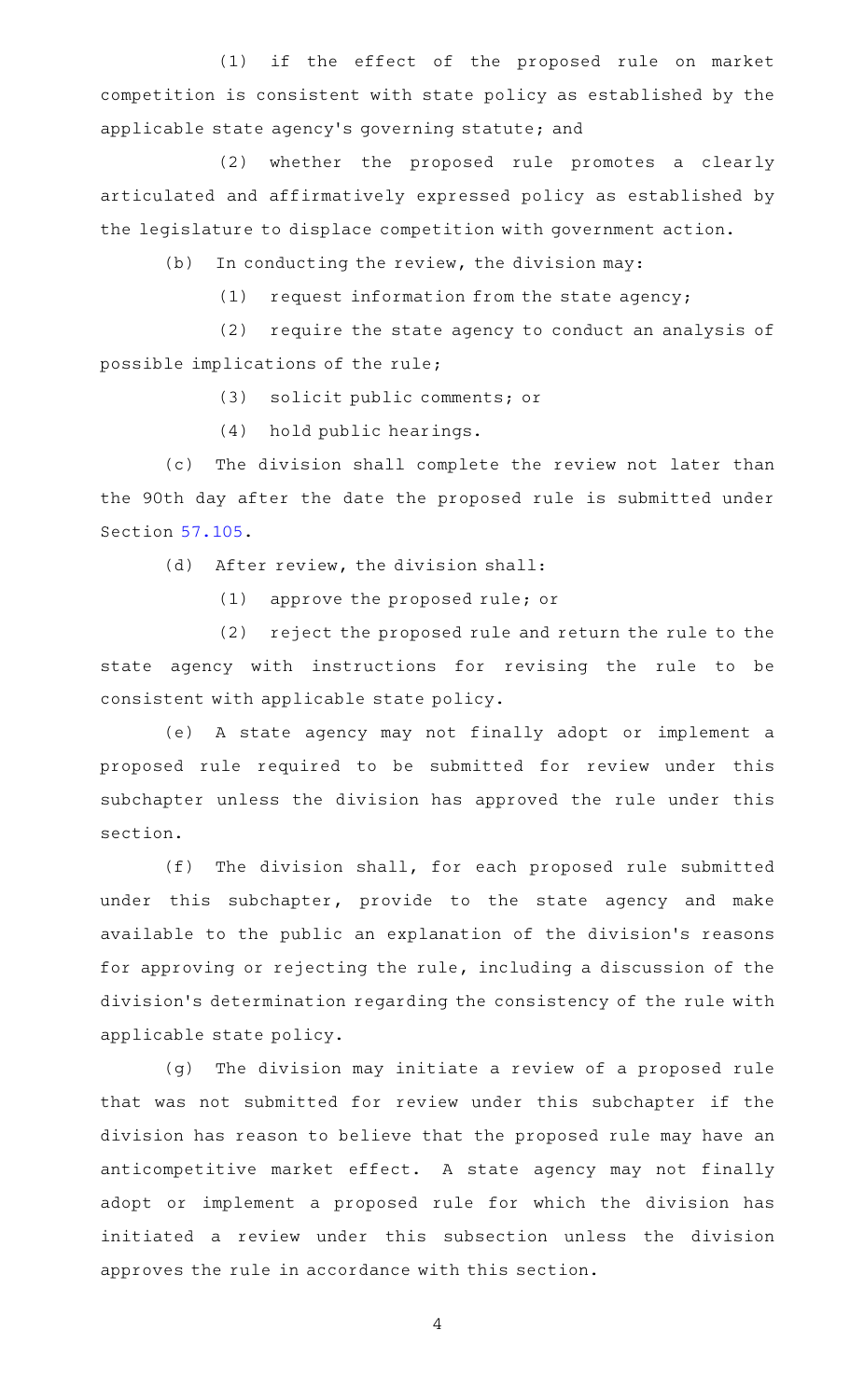(1) if the effect of the proposed rule on market competition is consistent with state policy as established by the applicable state agency's governing statute; and

(2) whether the proposed rule promotes a clearly articulated and affirmatively expressed policy as established by the legislature to displace competition with government action.

(b) In conducting the review, the division may:

(1) request information from the state agency;

(2) require the state agency to conduct an analysis of possible implications of the rule;

(3) solicit public comments; or

(4) hold public hearings.

(c) The division shall complete the review not later than the 90th day after the date the proposed rule is submitted under Section 57.105.

(d) After review, the division shall:

(1) approve the proposed rule; or

(2) reject the proposed rule and return the rule to the state agency with instructions for revising the rule to be consistent with applicable state policy.

(e) A state agency may not finally adopt or implement a proposed rule required to be submitted for review under this subchapter unless the division has approved the rule under this section.

(f) The division shall, for each proposed rule submitted under this subchapter, provide to the state agency and make available to the public an explanation of the division's reasons for approving or rejecting the rule, including a discussion of the division's determination regarding the consistency of the rule with applicable state policy.

(g) The division may initiate a review of a proposed rule that was not submitted for review under this subchapter if the division has reason to believe that the proposed rule may have an anticompetitive market effect. A state agency may not finally adopt or implement a proposed rule for which the division has initiated a review under this subsection unless the division approves the rule in accordance with this section.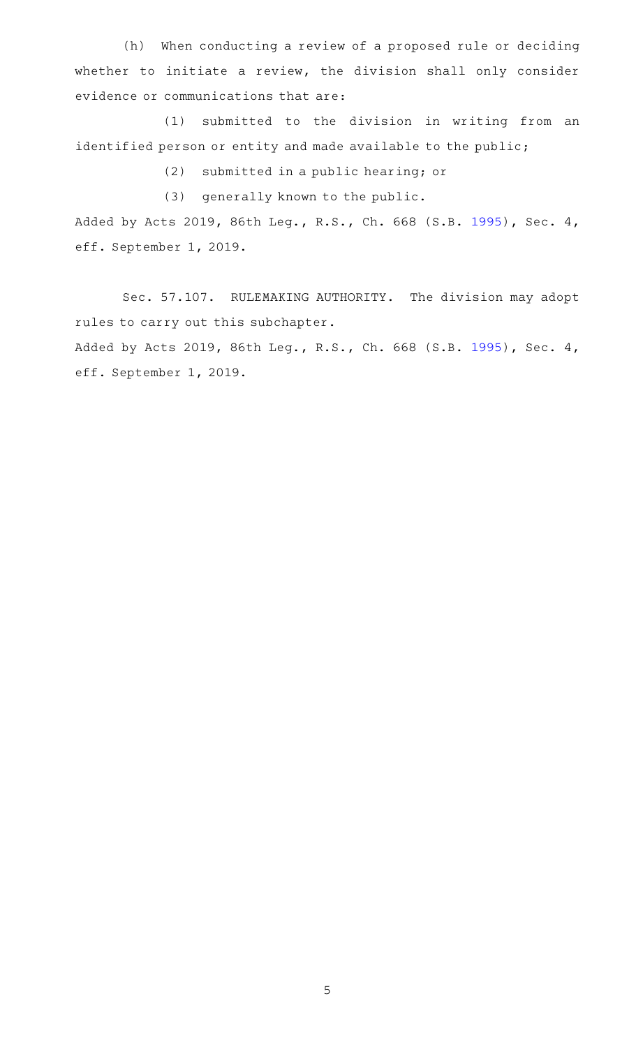(h) When conducting a review of a proposed rule or deciding whether to initiate a review, the division shall only consider evidence or communications that are:

(1) submitted to the division in writing from an identified person or entity and made available to the public;

(2) submitted in a public hearing; or

(3) generally known to the public.

Added by Acts 2019, 86th Leg., R.S., Ch. 668 (S.B. 1995), Sec. 4, eff. September 1, 2019.

Sec. 57.107. RULEMAKING AUTHORITY. The division may adopt rules to carry out this subchapter.

Added by Acts 2019, 86th Leg., R.S., Ch. 668 (S.B. 1995), Sec. 4, eff. September 1, 2019.